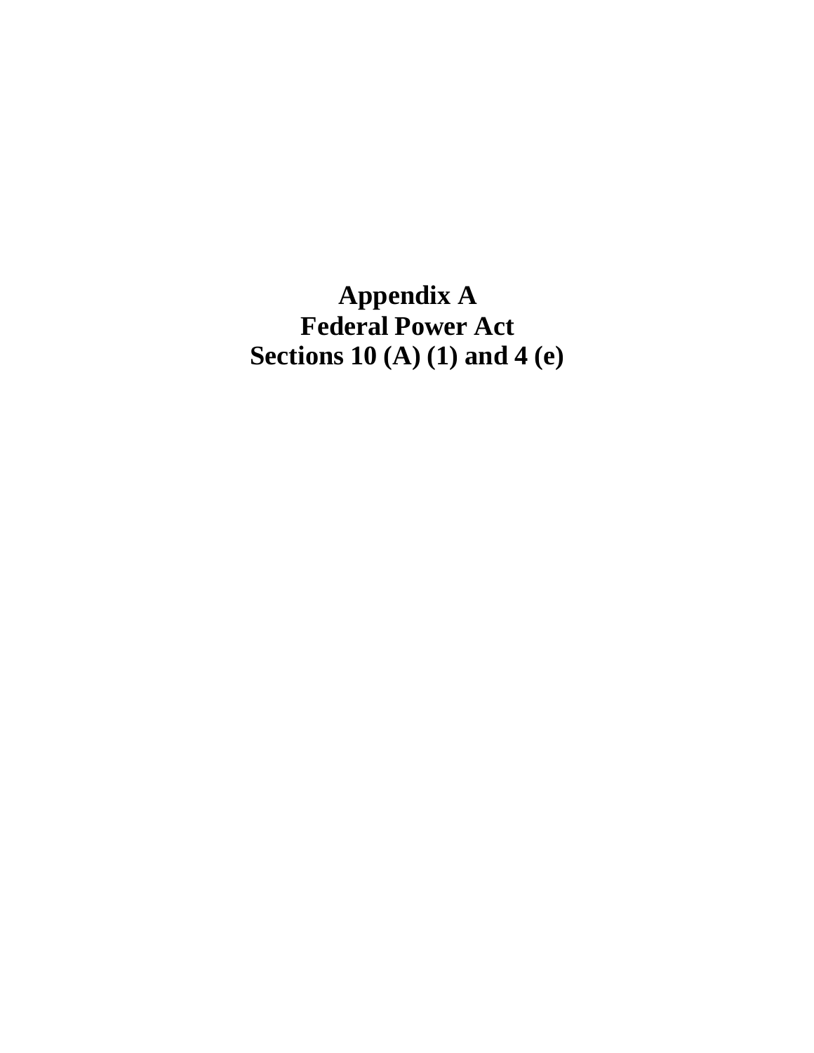# Appendix A
# Federal Power Act
# Sections 10 (A) (1) and 4 (e)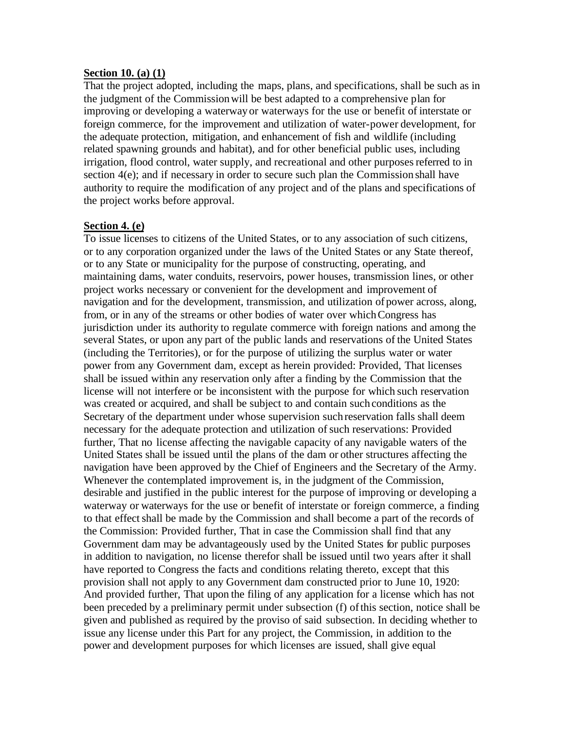**Section 10. (a) (1)**

That the project adopted, including the maps, plans, and specifications, shall be such as in the judgment of the Commission will be best adapted to a comprehensive plan for improving or developing a waterway or waterways for the use or benefit of interstate or foreign commerce, for the improvement and utilization of water-power development, for the adequate protection, mitigation, and enhancement of fish and wildlife (including related spawning grounds and habitat), and for other beneficial public uses, including irrigation, flood control, water supply, and recreational and other purposes referred to in section 4(e); and if necessary in order to secure such plan the Commission shall have authority to require the modification of any project and of the plans and specifications of the project works before approval.

**Section 4. (e)**

To issue licenses to citizens of the United States, or to any association of such citizens, or to any corporation organized under the laws of the United States or any State thereof, or to any State or municipality for the purpose of constructing, operating, and maintaining dams, water conduits, reservoirs, power houses, transmission lines, or other project works necessary or convenient for the development and improvement of navigation and for the development, transmission, and utilization of power across, along, from, or in any of the streams or other bodies of water over which Congress has jurisdiction under its authority to regulate commerce with foreign nations and among the several States, or upon any part of the public lands and reservations of the United States (including the Territories), or for the purpose of utilizing the surplus water or water power from any Government dam, except as herein provided: Provided, That licenses shall be issued within any reservation only after a finding by the Commission that the license will not interfere or be inconsistent with the purpose for which such reservation was created or acquired, and shall be subject to and contain such conditions as the Secretary of the department under whose supervision such reservation falls shall deem necessary for the adequate protection and utilization of such reservations: Provided further, That no license affecting the navigable capacity of any navigable waters of the United States shall be issued until the plans of the dam or other structures affecting the navigation have been approved by the Chief of Engineers and the Secretary of the Army. Whenever the contemplated improvement is, in the judgment of the Commission, desirable and justified in the public interest for the purpose of improving or developing a waterway or waterways for the use or benefit of interstate or foreign commerce, a finding to that effect shall be made by the Commission and shall become a part of the records of the Commission: Provided further, That in case the Commission shall find that any Government dam may be advantageously used by the United States for public purposes in addition to navigation, no license therefor shall be issued until two years after it shall have reported to Congress the facts and conditions relating thereto, except that this provision shall not apply to any Government dam constructed prior to June 10, 1920: And provided further, That upon the filing of any application for a license which has not been preceded by a preliminary permit under subsection (f) of this section, notice shall be given and published as required by the proviso of said subsection. In deciding whether to issue any license under this Part for any project, the Commission, in addition to the power and development purposes for which licenses are issued, shall give equal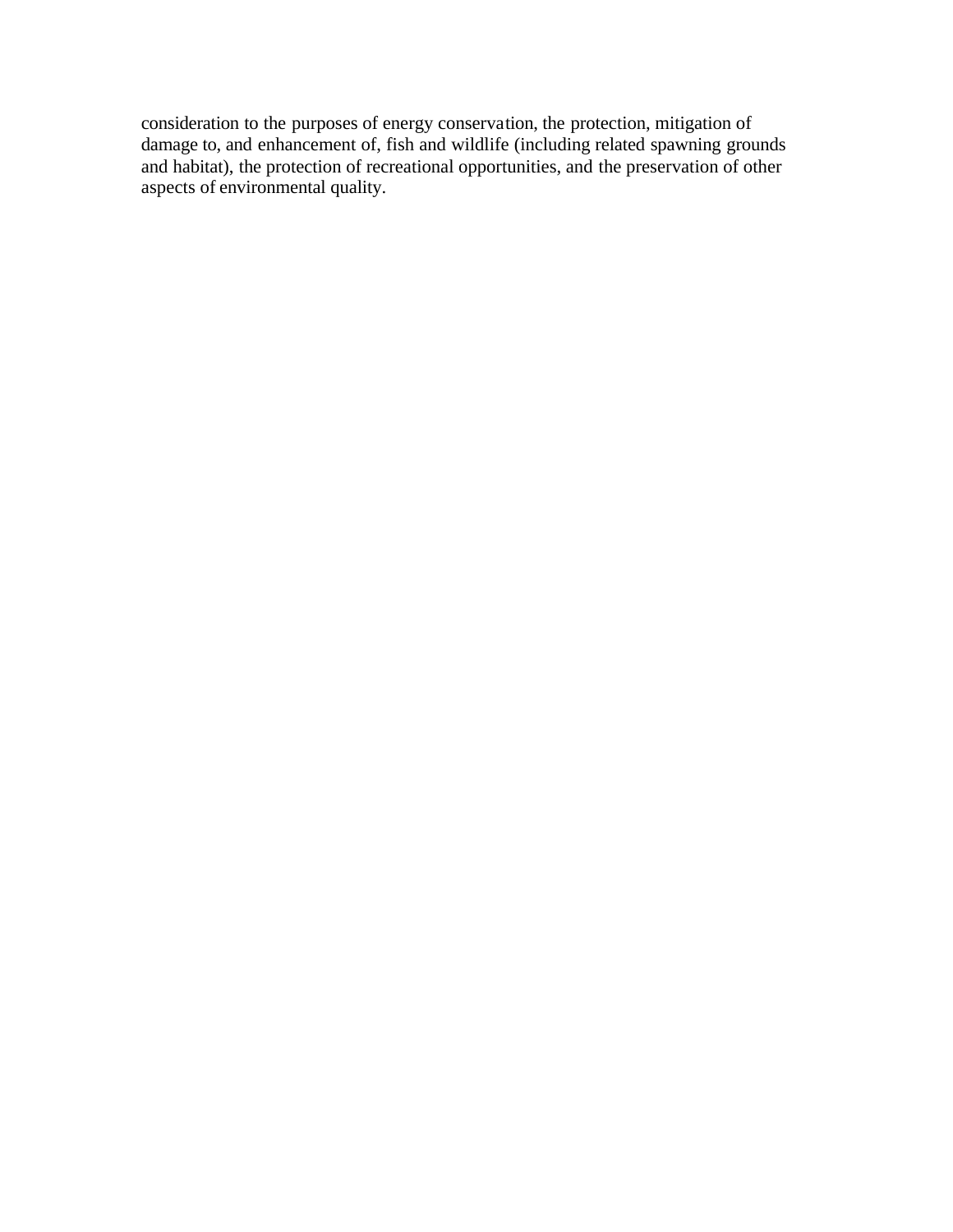consideration to the purposes of energy conservation, the protection, mitigation of damage to, and enhancement of, fish and wildlife (including related spawning grounds and habitat), the protection of recreational opportunities, and the preservation of other aspects of environmental quality.